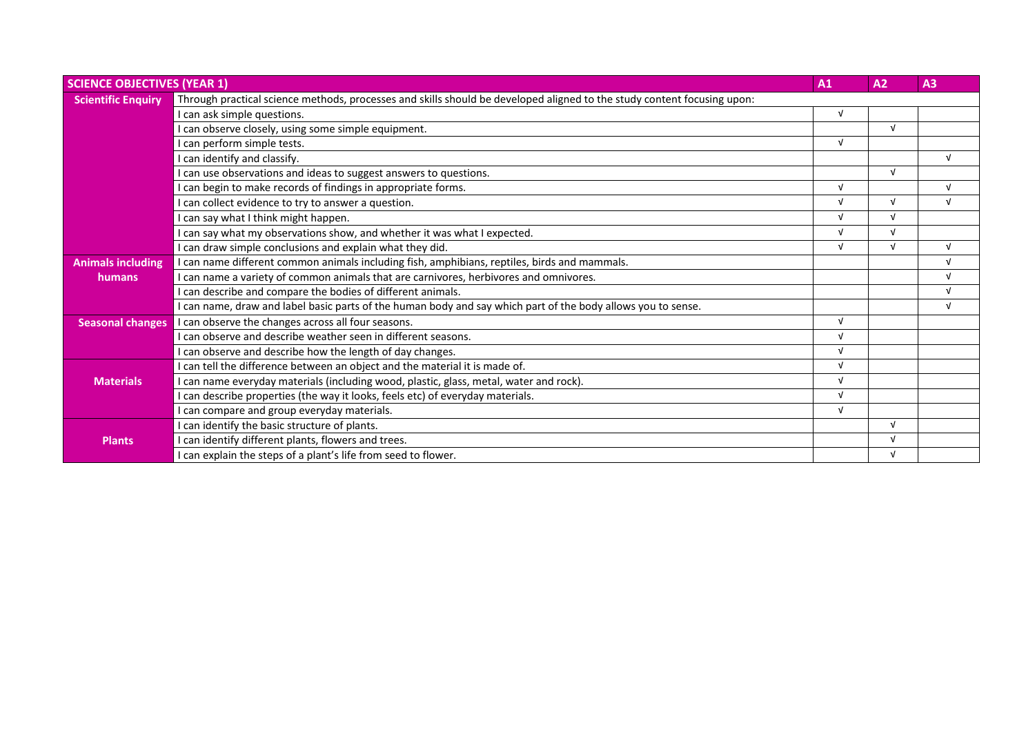| SCIENCE OBJECTIVES (YEAR 1) | | A1 | A2 | A3 |
|---|---|---|---|---|
| Scientific Enquiry | Through practical science methods, processes and skills should be developed aligned to the study content focusing upon: | | | |
| | I can ask simple questions. | √ | | |
| | I can observe closely, using some simple equipment. | | √ | |
| | I can perform simple tests. | √ | | |
| | I can identify and classify. | | | √ |
| | I can use observations and ideas to suggest answers to questions. | | √ | |
| | I can begin to make records of findings in appropriate forms. | √ | | √ |
| | I can collect evidence to try to answer a question. | √ | √ | √ |
| | I can say what I think might happen. | √ | √ | |
| | I can say what my observations show, and whether it was what I expected. | √ | √ | |
| | I can draw simple conclusions and explain what they did. | √ | √ | √ |
| Animals including humans | I can name different common animals including fish, amphibians, reptiles, birds and mammals. | | | √ |
| | I can name a variety of common animals that are carnivores, herbivores and omnivores. | | | √ |
| | I can describe and compare the bodies of different animals. | | | √ |
| | I can name, draw and label basic parts of the human body and say which part of the body allows you to sense. | | | √ |
| Seasonal changes | I can observe the changes across all four seasons. | √ | | |
| | I can observe and describe weather seen in different seasons. | √ | | |
| | I can observe and describe how the length of day changes. | √ | | |
| Materials | I can tell the difference between an object and the material it is made of. | √ | | |
| | I can name everyday materials (including wood, plastic, glass, metal, water and rock). | √ | | |
| | I can describe properties (the way it looks, feels etc) of everyday materials. | √ | | |
| | I can compare and group everyday materials. | √ | | |
| Plants | I can identify the basic structure of plants. | | √ | |
| | I can identify different plants, flowers and trees. | | √ | |
| | I can explain the steps of a plant's life from seed to flower. | | √ | |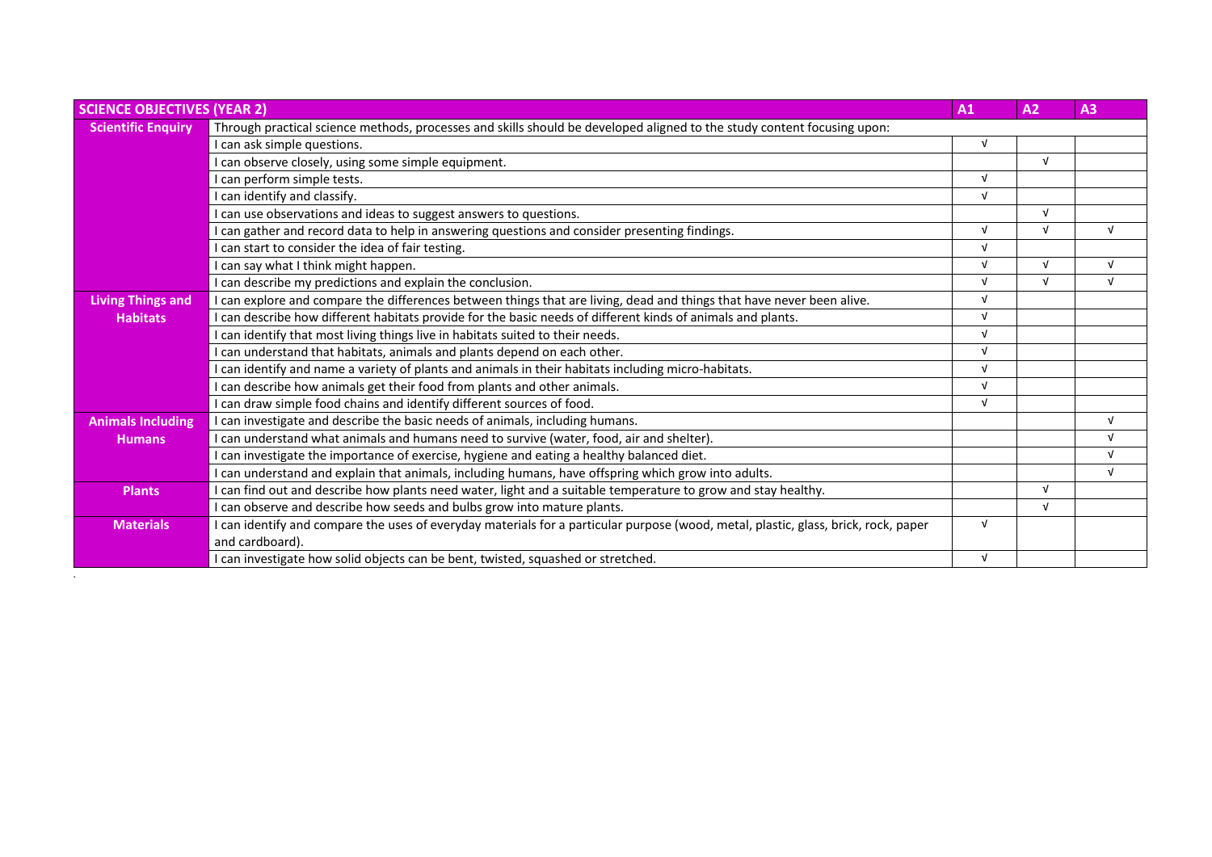| SCIENCE OBJECTIVES (YEAR 2) | | A1 | A2 | A3 |
|---|---|---|---|---|
| **Scientific Enquiry** | Through practical science methods, processes and skills should be developed aligned to the study content focusing upon: | | | |
| | I can ask simple questions. | √ | | |
| | I can observe closely, using some simple equipment. | | √ | |
| | I can perform simple tests. | √ | | |
| | I can identify and classify. | √ | | |
| | I can use observations and ideas to suggest answers to questions. | | √ | |
| | I can gather and record data to help in answering questions and consider presenting findings. | √ | √ | √ |
| | I can start to consider the idea of fair testing. | √ | | |
| | I can say what I think might happen. | √ | √ | √ |
| | I can describe my predictions and explain the conclusion. | √ | √ | √ |
| **Living Things and Habitats** | I can explore and compare the differences between things that are living, dead and things that have never been alive. | √ | | |
| | I can describe how different habitats provide for the basic needs of different kinds of animals and plants. | √ | | |
| | I can identify that most living things live in habitats suited to their needs. | √ | | |
| | I can understand that habitats, animals and plants depend on each other. | √ | | |
| | I can identify and name a variety of plants and animals in their habitats including micro-habitats. | √ | | |
| | I can describe how animals get their food from plants and other animals. | √ | | |
| | I can draw simple food chains and identify different sources of food. | √ | | |
| **Animals Including Humans** | I can investigate and describe the basic needs of animals, including humans. | | | √ |
| | I can understand what animals and humans need to survive (water, food, air and shelter). | | | √ |
| | I can investigate the importance of exercise, hygiene and eating a healthy balanced diet. | | | √ |
| | I can understand and explain that animals, including humans, have offspring which grow into adults. | | | √ |
| **Plants** | I can find out and describe how plants need water, light and a suitable temperature to grow and stay healthy. | | √ | |
| | I can observe and describe how seeds and bulbs grow into mature plants. | | √ | |
| **Materials** | I can identify and compare the uses of everyday materials for a particular purpose (wood, metal, plastic, glass, brick, rock, paper and cardboard). | √ | | |
| | I can investigate how solid objects can be bent, twisted, squashed or stretched. | √ | | |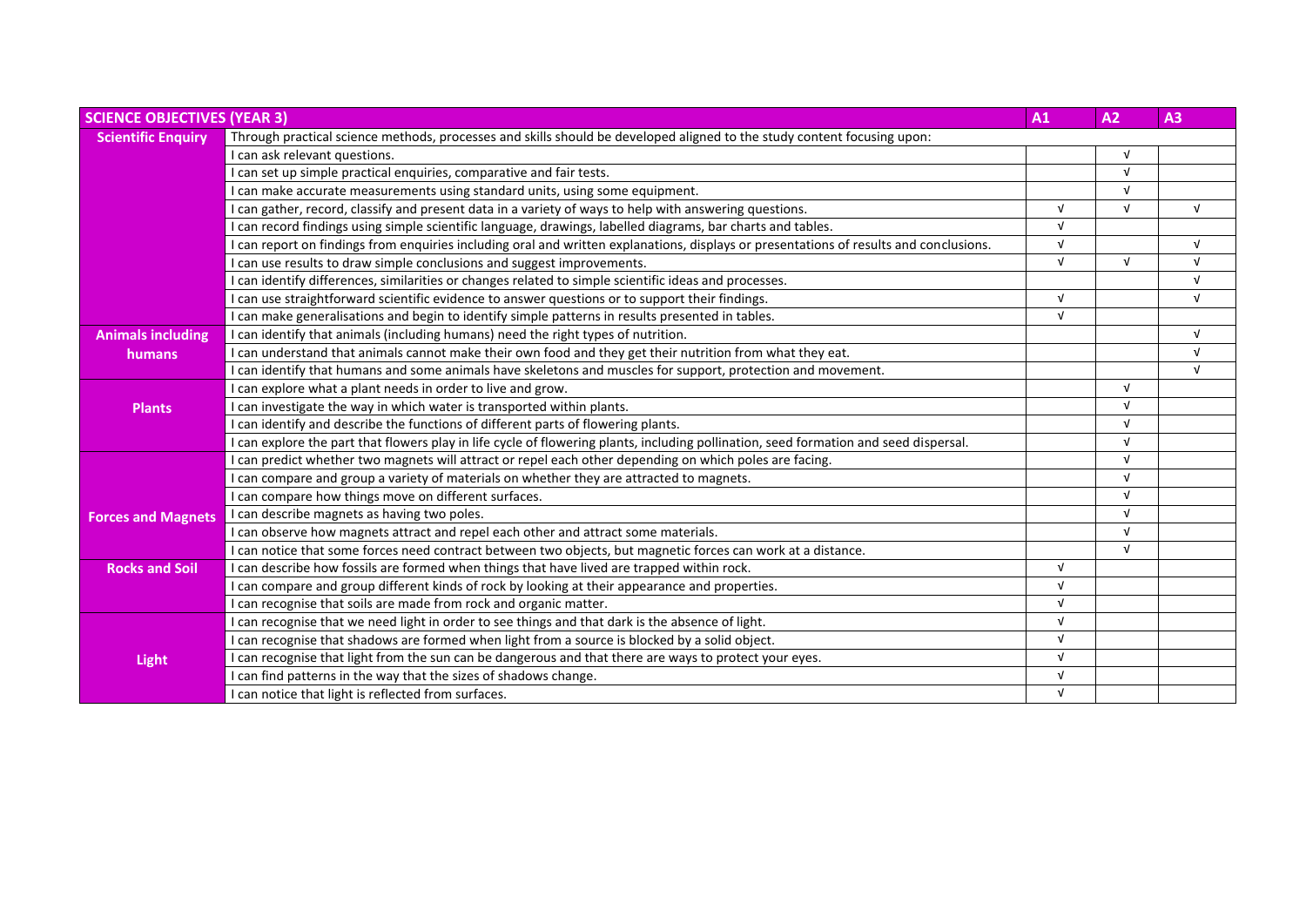| SCIENCE OBJECTIVES (YEAR 3) | | A1 | A2 | A3 |
|---|---|---|---|---|
| Scientific Enquiry | Through practical science methods, processes and skills should be developed aligned to the study content focusing upon: | | | |
| | I can ask relevant questions. | | √ | |
| | I can set up simple practical enquiries, comparative and fair tests. | | √ | |
| | I can make accurate measurements using standard units, using some equipment. | | √ | |
| | I can gather, record, classify and present data in a variety of ways to help with answering questions. | √ | √ | √ |
| | I can record findings using simple scientific language, drawings, labelled diagrams, bar charts and tables. | √ | | |
| | I can report on findings from enquiries including oral and written explanations, displays or presentations of results and conclusions. | √ | | √ |
| | I can use results to draw simple conclusions and suggest improvements. | √ | √ | √ |
| | I can identify differences, similarities or changes related to simple scientific ideas and processes. | | | √ |
| | I can use straightforward scientific evidence to answer questions or to support their findings. | √ | | √ |
| | I can make generalisations and begin to identify simple patterns in results presented in tables. | √ | | |
| Animals including humans | I can identify that animals (including humans) need the right types of nutrition. | | | √ |
| | I can understand that animals cannot make their own food and they get their nutrition from what they eat. | | | √ |
| | I can identify that humans and some animals have skeletons and muscles for support, protection and movement. | | | √ |
| Plants | I can explore what a plant needs in order to live and grow. | | √ | |
| | I can investigate the way in which water is transported within plants. | | √ | |
| | I can identify and describe the functions of different parts of flowering plants. | | √ | |
| | I can explore the part that flowers play in life cycle of flowering plants, including pollination, seed formation and seed dispersal. | | √ | |
| Forces and Magnets | I can predict whether two magnets will attract or repel each other depending on which poles are facing. | | √ | |
| | I can compare and group a variety of materials on whether they are attracted to magnets. | | √ | |
| | I can compare how things move on different surfaces. | | √ | |
| | I can describe magnets as having two poles. | | √ | |
| | I can observe how magnets attract and repel each other and attract some materials. | | √ | |
| | I can notice that some forces need contract between two objects, but magnetic forces can work at a distance. | | √ | |
| Rocks and Soil | I can describe how fossils are formed when things that have lived are trapped within rock. | √ | | |
| | I can compare and group different kinds of rock by looking at their appearance and properties. | √ | | |
| | I can recognise that soils are made from rock and organic matter. | √ | | |
| Light | I can recognise that we need light in order to see things and that dark is the absence of light. | √ | | |
| | I can recognise that shadows are formed when light from a source is blocked by a solid object. | √ | | |
| | I can recognise that light from the sun can be dangerous and that there are ways to protect your eyes. | √ | | |
| | I can find patterns in the way that the sizes of shadows change. | √ | | |
| | I can notice that light is reflected from surfaces. | √ | | |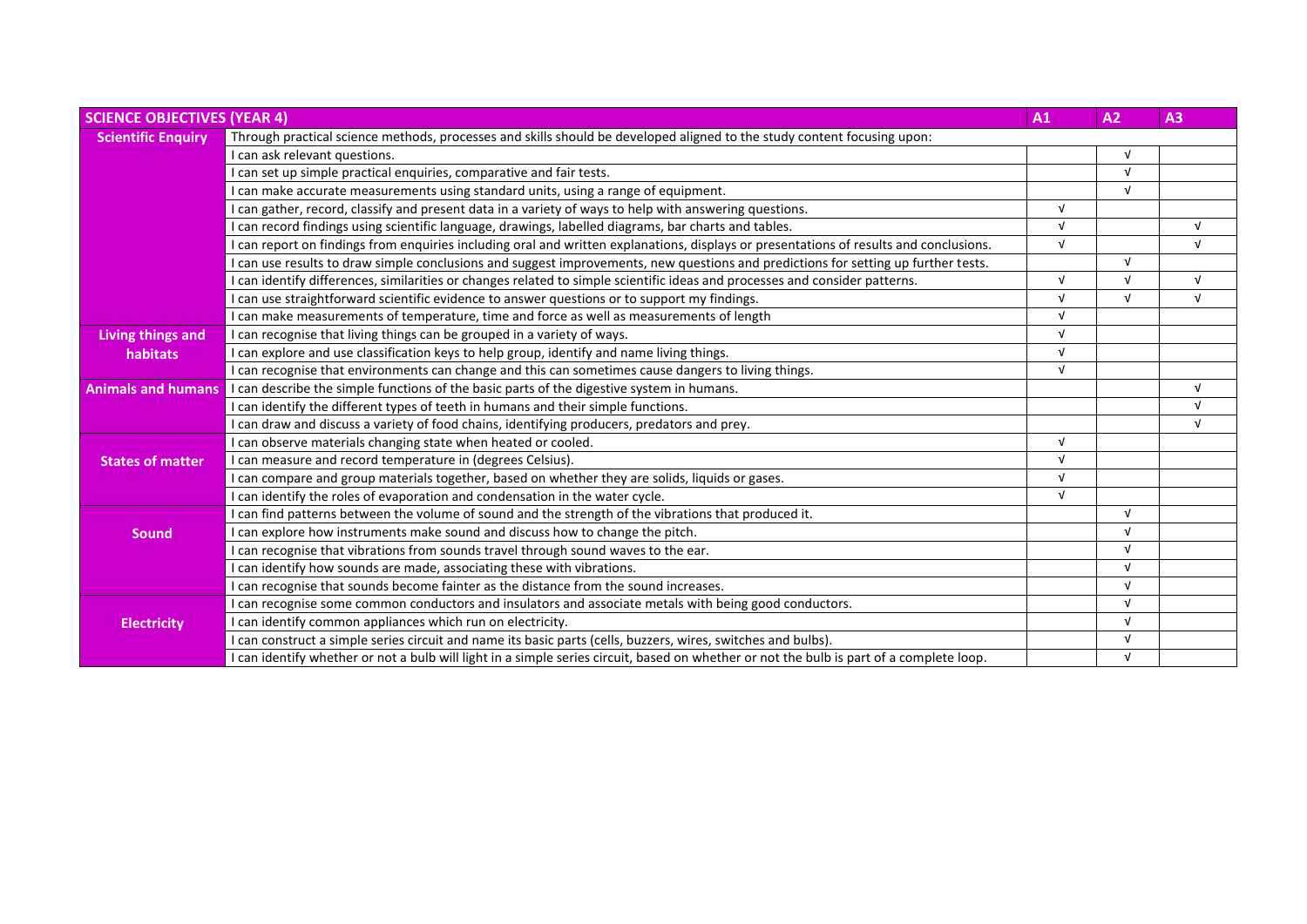| SCIENCE OBJECTIVES (YEAR 4) | | A1 | A2 | A3 |
|---|---|---|---|---|
| **Scientific Enquiry** | Through practical science methods, processes and skills should be developed aligned to the study content focusing upon: | | | |
| | I can ask relevant questions. | | √ | |
| | I can set up simple practical enquiries, comparative and fair tests. | | √ | |
| | I can make accurate measurements using standard units, using a range of equipment. | | √ | |
| | I can gather, record, classify and present data in a variety of ways to help with answering questions. | √ | | |
| | I can record findings using scientific language, drawings, labelled diagrams, bar charts and tables. | √ | | √ |
| | I can report on findings from enquiries including oral and written explanations, displays or presentations of results and conclusions. | √ | | √ |
| | I can use results to draw simple conclusions and suggest improvements, new questions and predictions for setting up further tests. | | √ | |
| | I can identify differences, similarities or changes related to simple scientific ideas and processes and consider patterns. | √ | √ | √ |
| | I can use straightforward scientific evidence to answer questions or to support my findings. | √ | √ | √ |
| | I can make measurements of temperature, time and force as well as measurements of length | √ | | |
| **Living things and habitats** | I can recognise that living things can be grouped in a variety of ways. | √ | | |
| | I can explore and use classification keys to help group, identify and name living things. | √ | | |
| | I can recognise that environments can change and this can sometimes cause dangers to living things. | √ | | |
| **Animals and humans** | I can describe the simple functions of the basic parts of the digestive system in humans. | | | √ |
| | I can identify the different types of teeth in humans and their simple functions. | | | √ |
| | I can draw and discuss a variety of food chains, identifying producers, predators and prey. | | | √ |
| **States of matter** | I can observe materials changing state when heated or cooled. | √ | | |
| | I can measure and record temperature in (degrees Celsius). | √ | | |
| | I can compare and group materials together, based on whether they are solids, liquids or gases. | √ | | |
| | I can identify the roles of evaporation and condensation in the water cycle. | √ | | |
| **Sound** | I can find patterns between the volume of sound and the strength of the vibrations that produced it. | | √ | |
| | I can explore how instruments make sound and discuss how to change the pitch. | | √ | |
| | I can recognise that vibrations from sounds travel through sound waves to the ear. | | √ | |
| | I can identify how sounds are made, associating these with vibrations. | | √ | |
| | I can recognise that sounds become fainter as the distance from the sound increases. | | √ | |
| **Electricity** | I can recognise some common conductors and insulators and associate metals with being good conductors. | | √ | |
| | I can identify common appliances which run on electricity. | | √ | |
| | I can construct a simple series circuit and name its basic parts (cells, buzzers, wires, switches and bulbs). | | √ | |
| | I can identify whether or not a bulb will light in a simple series circuit, based on whether or not the bulb is part of a complete loop. | | √ | |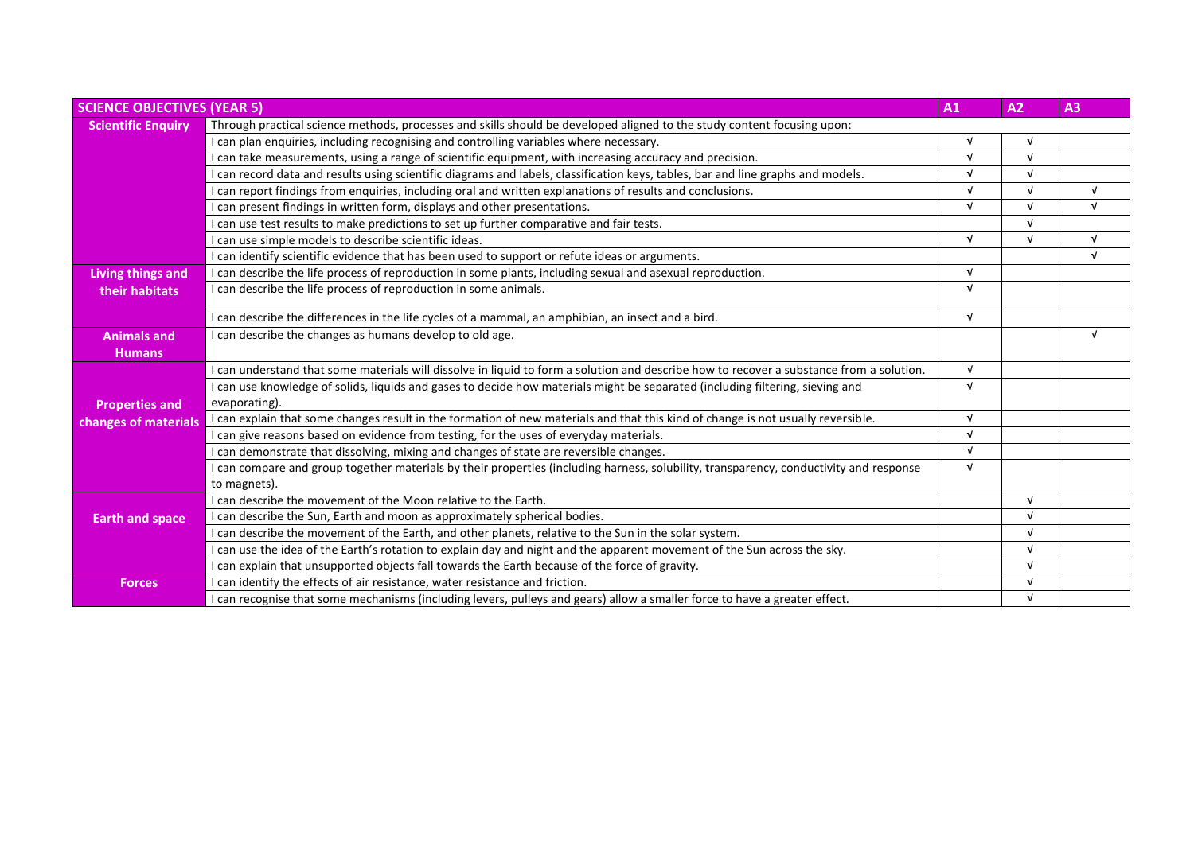| SCIENCE OBJECTIVES (YEAR 5) | | A1 | A2 | A3 |
|---|---|---|---|---|
| **Scientific Enquiry** | Through practical science methods, processes and skills should be developed aligned to the study content focusing upon: | | | |
| | I can plan enquiries, including recognising and controlling variables where necessary. | √ | √ | |
| | I can take measurements, using a range of scientific equipment, with increasing accuracy and precision. | √ | √ | |
| | I can record data and results using scientific diagrams and labels, classification keys, tables, bar and line graphs and models. | √ | √ | |
| | I can report findings from enquiries, including oral and written explanations of results and conclusions. | √ | √ | √ |
| | I can present findings in written form, displays and other presentations. | √ | √ | √ |
| | I can use test results to make predictions to set up further comparative and fair tests. | | √ | |
| | I can use simple models to describe scientific ideas. | √ | √ | √ |
| | I can identify scientific evidence that has been used to support or refute ideas or arguments. | | | √ |
| **Living things and their habitats** | I can describe the life process of reproduction in some plants, including sexual and asexual reproduction. | √ | | |
| | I can describe the life process of reproduction in some animals. | √ | | |
| | I can describe the differences in the life cycles of a mammal, an amphibian, an insect and a bird. | √ | | |
| **Animals and Humans** | I can describe the changes as humans develop to old age. | | | √ |
| **Properties and changes of materials** | I can understand that some materials will dissolve in liquid to form a solution and describe how to recover a substance from a solution. | √ | | |
| | I can use knowledge of solids, liquids and gases to decide how materials might be separated (including filtering, sieving and evaporating). | √ | | |
| | I can explain that some changes result in the formation of new materials and that this kind of change is not usually reversible. | √ | | |
| | I can give reasons based on evidence from testing, for the uses of everyday materials. | √ | | |
| | I can demonstrate that dissolving, mixing and changes of state are reversible changes. | √ | | |
| | I can compare and group together materials by their properties (including harness, solubility, transparency, conductivity and response to magnets). | √ | | |
| **Earth and space** | I can describe the movement of the Moon relative to the Earth. | | √ | |
| | I can describe the Sun, Earth and moon as approximately spherical bodies. | | √ | |
| | I can describe the movement of the Earth, and other planets, relative to the Sun in the solar system. | | √ | |
| | I can use the idea of the Earth's rotation to explain day and night and the apparent movement of the Sun across the sky. | | √ | |
| | I can explain that unsupported objects fall towards the Earth because of the force of gravity. | | √ | |
| **Forces** | I can identify the effects of air resistance, water resistance and friction. | | √ | |
| | I can recognise that some mechanisms (including levers, pulleys and gears) allow a smaller force to have a greater effect. | | √ | |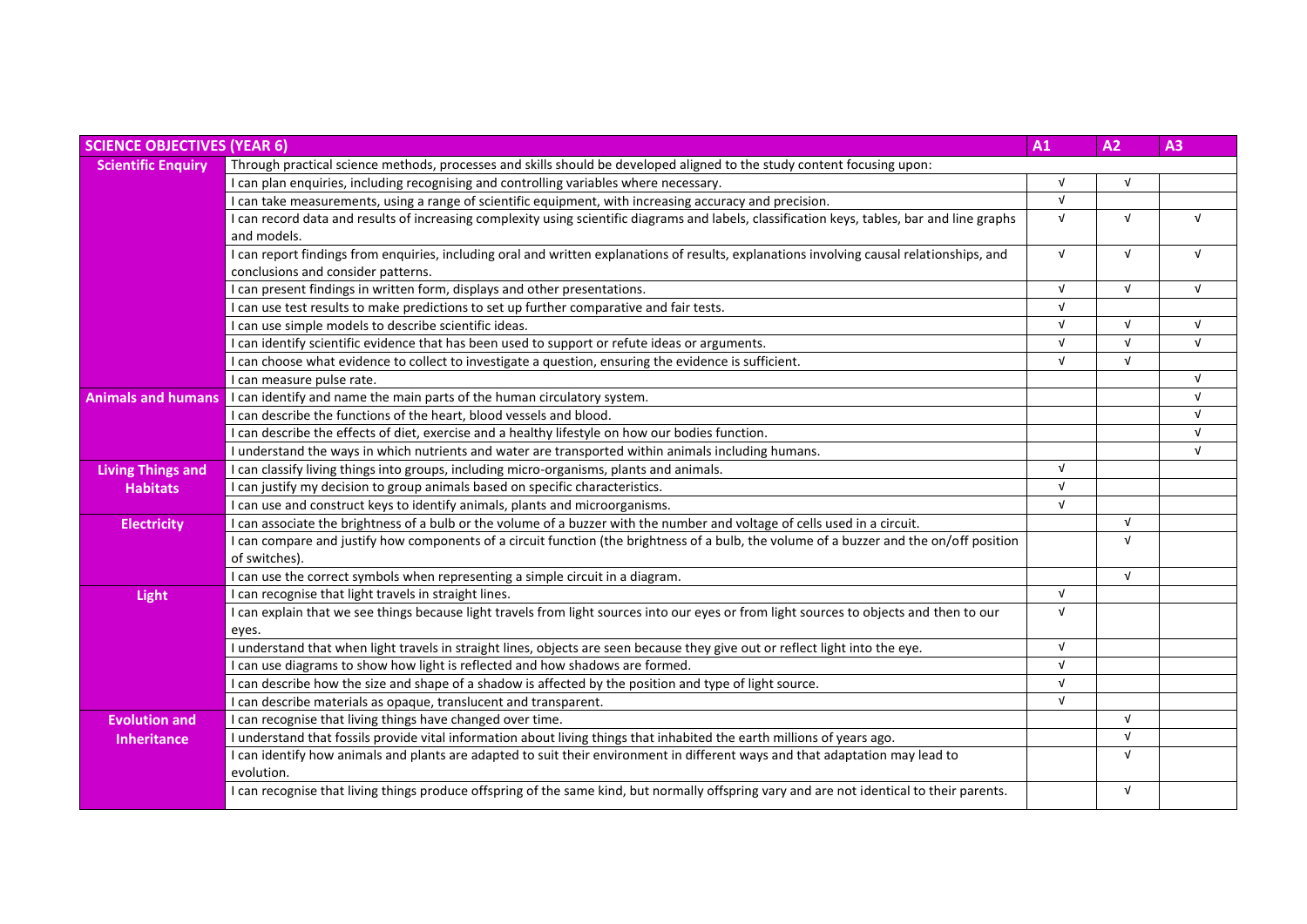| SCIENCE OBJECTIVES (YEAR 6) | | A1 | A2 | A3 |
|---|---|---|---|---|
| **Scientific Enquiry** | Through practical science methods, processes and skills should be developed aligned to the study content focusing upon: | | | |
| | I can plan enquiries, including recognising and controlling variables where necessary. | √ | √ | |
| | I can take measurements, using a range of scientific equipment, with increasing accuracy and precision. | √ | | |
| | I can record data and results of increasing complexity using scientific diagrams and labels, classification keys, tables, bar and line graphs and models. | √ | √ | √ |
| | I can report findings from enquiries, including oral and written explanations of results, explanations involving causal relationships, and conclusions and consider patterns. | √ | √ | √ |
| | I can present findings in written form, displays and other presentations. | √ | √ | √ |
| | I can use test results to make predictions to set up further comparative and fair tests. | √ | | |
| | I can use simple models to describe scientific ideas. | √ | √ | √ |
| | I can identify scientific evidence that has been used to support or refute ideas or arguments. | √ | √ | √ |
| | I can choose what evidence to collect to investigate a question, ensuring the evidence is sufficient. | √ | √ | |
| | I can measure pulse rate. | | | √ |
| **Animals and humans** | I can identify and name the main parts of the human circulatory system. | | | √ |
| | I can describe the functions of the heart, blood vessels and blood. | | | √ |
| | I can describe the effects of diet, exercise and a healthy lifestyle on how our bodies function. | | | √ |
| | I understand the ways in which nutrients and water are transported within animals including humans. | | | √ |
| **Living Things and Habitats** | I can classify living things into groups, including micro-organisms, plants and animals. | √ | | |
| | I can justify my decision to group animals based on specific characteristics. | √ | | |
| | I can use and construct keys to identify animals, plants and microorganisms. | √ | | |
| **Electricity** | I can associate the brightness of a bulb or the volume of a buzzer with the number and voltage of cells used in a circuit. | | √ | |
| | I can compare and justify how components of a circuit function (the brightness of a bulb, the volume of a buzzer and the on/off position of switches). | | √ | |
| | I can use the correct symbols when representing a simple circuit in a diagram. | | √ | |
| **Light** | I can recognise that light travels in straight lines. | √ | | |
| | I can explain that we see things because light travels from light sources into our eyes or from light sources to objects and then to our eyes. | √ | | |
| | I understand that when light travels in straight lines, objects are seen because they give out or reflect light into the eye. | √ | | |
| | I can use diagrams to show how light is reflected and how shadows are formed. | √ | | |
| | I can describe how the size and shape of a shadow is affected by the position and type of light source. | √ | | |
| | I can describe materials as opaque, translucent and transparent. | √ | | |
| **Evolution and Inheritance** | I can recognise that living things have changed over time. | | √ | |
| | I understand that fossils provide vital information about living things that inhabited the earth millions of years ago. | | √ | |
| | I can identify how animals and plants are adapted to suit their environment in different ways and that adaptation may lead to evolution. | | √ | |
| | I can recognise that living things produce offspring of the same kind, but normally offspring vary and are not identical to their parents. | | √ | |